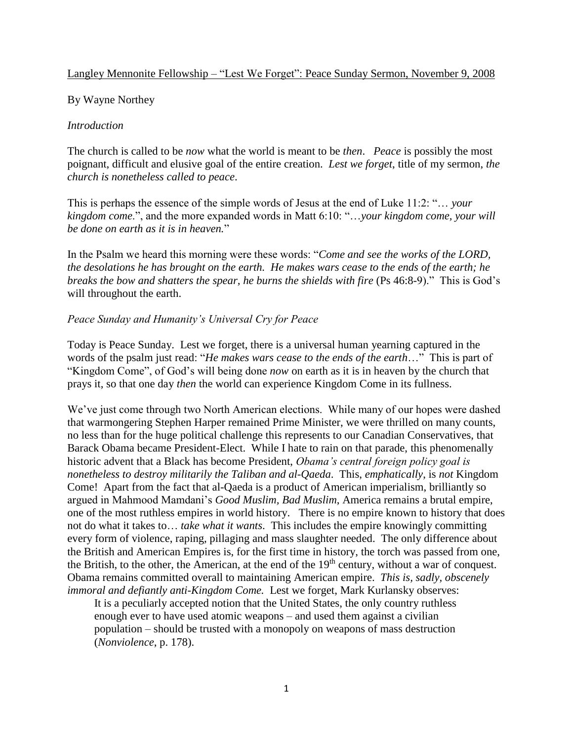Langley Mennonite Fellowship – "Lest We Forget": Peace Sunday Sermon, November 9, 2008

By Wayne Northey

*Introduction*

The church is called to be *now* what the world is meant to be *then*. *Peace* is possibly the most poignant, difficult and elusive goal of the entire creation. *Lest we forget*, title of my sermon, *the church is nonetheless called to peace*.

This is perhaps the essence of the simple words of Jesus at the end of Luke 11:2: "… *your kingdom come*.", and the more expanded words in Matt 6:10: "…*your kingdom come, your will be done on earth as it is in heaven.*"

In the Psalm we heard this morning were these words: "*Come and see the works of the LORD, the desolations he has brought on the earth. He makes wars cease to the ends of the earth; he breaks the bow and shatters the spear, he burns the shields with fire* (Ps 46:8-9)." This is God's will throughout the earth.

*Peace Sunday and Humanity's Universal Cry for Peace*

Today is Peace Sunday. Lest we forget, there is a universal human yearning captured in the words of the psalm just read: "*He makes wars cease to the ends of the earth*…" This is part of "Kingdom Come", of God's will being done *now* on earth as it is in heaven by the church that prays it, so that one day *then* the world can experience Kingdom Come in its fullness.

We've just come through two North American elections. While many of our hopes were dashed that warmongering Stephen Harper remained Prime Minister, we were thrilled on many counts, no less than for the huge political challenge this represents to our Canadian Conservatives, that Barack Obama became President-Elect. While I hate to rain on that parade, this phenomenally historic advent that a Black has become President, *Obama's central foreign policy goal is nonetheless to destroy militarily the Taliban and al-Qaeda*. This, *emphatically*, is *not* Kingdom Come! Apart from the fact that al-Qaeda is a product of American imperialism, brilliantly so argued in Mahmood Mamdani's *Good Muslim, Bad Muslim*, America remains a brutal empire, one of the most ruthless empires in world history. There is no empire known to history that does not do what it takes to… *take what it wants*. This includes the empire knowingly committing every form of violence, raping, pillaging and mass slaughter needed. The only difference about the British and American Empires is, for the first time in history, the torch was passed from one, the British, to the other, the American, at the end of the 19th century, without a war of conquest. Obama remains committed overall to maintaining American empire. *This is, sadly, obscenely immoral and defiantly anti-Kingdom Come.* Lest we forget, Mark Kurlansky observes:

> It is a peculiarly accepted notion that the United States, the only country ruthless enough ever to have used atomic weapons – and used them against a civilian population – should be trusted with a monopoly on weapons of mass destruction (*Nonviolence*, p. 178).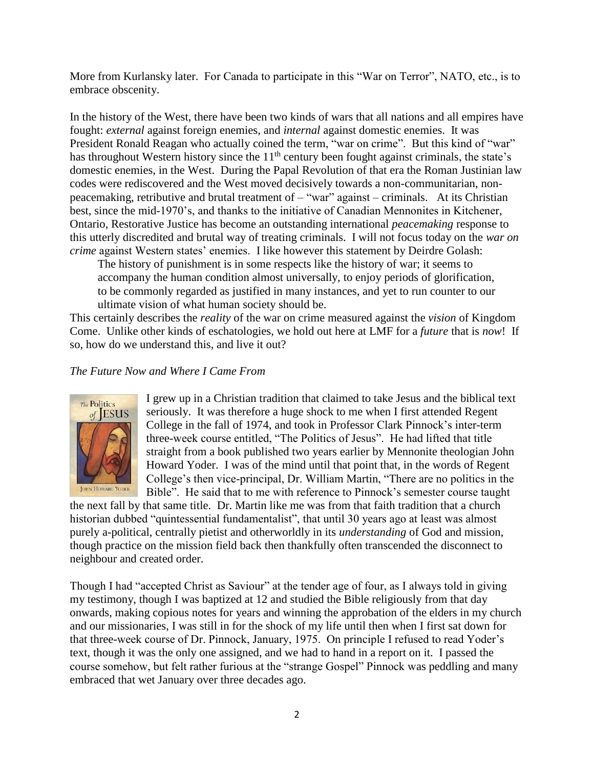More from Kurlansky later. For Canada to participate in this "War on Terror", NATO, etc., is to embrace obscenity.

In the history of the West, there have been two kinds of wars that all nations and all empires have fought: *external* against foreign enemies, and *internal* against domestic enemies. It was President Ronald Reagan who actually coined the term, "war on crime". But this kind of "war" has throughout Western history since the 11th century been fought against criminals, the state's domestic enemies, in the West. During the Papal Revolution of that era the Roman Justinian law codes were rediscovered and the West moved decisively towards a non-communitarian, non-peacemaking, retributive and brutal treatment of – "war" against – criminals. At its Christian best, since the mid-1970's, and thanks to the initiative of Canadian Mennonites in Kitchener, Ontario, Restorative Justice has become an outstanding international *peacemaking* response to this utterly discredited and brutal way of treating criminals. I will not focus today on the *war on crime* against Western states' enemies. I like however this statement by Deirdre Golash:

> The history of punishment is in some respects like the history of war; it seems to accompany the human condition almost universally, to enjoy periods of glorification, to be commonly regarded as justified in many instances, and yet to run counter to our ultimate vision of what human society should be.

This certainly describes the *reality* of the war on crime measured against the *vision* of Kingdom Come. Unlike other kinds of eschatologies, we hold out here at LMF for a *future* that is *now*! If so, how do we understand this, and live it out?

### *The Future Now and Where I Came From*

I grew up in a Christian tradition that claimed to take Jesus and the biblical text seriously. It was therefore a huge shock to me when I first attended Regent College in the fall of 1974, and took in Professor Clark Pinnock's inter-term three-week course entitled, "The Politics of Jesus". He had lifted that title straight from a book published two years earlier by Mennonite theologian John Howard Yoder. I was of the mind until that point that, in the words of Regent College's then vice-principal, Dr. William Martin, "There are no politics in the Bible". He said that to me with reference to Pinnock's semester course taught the next fall by that same title. Dr. Martin like me was from that faith tradition that a church historian dubbed "quintessential fundamentalist", that until 30 years ago at least was almost purely a-political, centrally pietist and otherworldly in its *understanding* of God and mission, though practice on the mission field back then thankfully often transcended the disconnect to neighbour and created order.

Though I had "accepted Christ as Saviour" at the tender age of four, as I always told in giving my testimony, though I was baptized at 12 and studied the Bible religiously from that day onwards, making copious notes for years and winning the approbation of the elders in my church and our missionaries, I was still in for the shock of my life until then when I first sat down for that three-week course of Dr. Pinnock, January, 1975. On principle I refused to read Yoder's text, though it was the only one assigned, and we had to hand in a report on it. I passed the course somehow, but felt rather furious at the "strange Gospel" Pinnock was peddling and many embraced that wet January over three decades ago.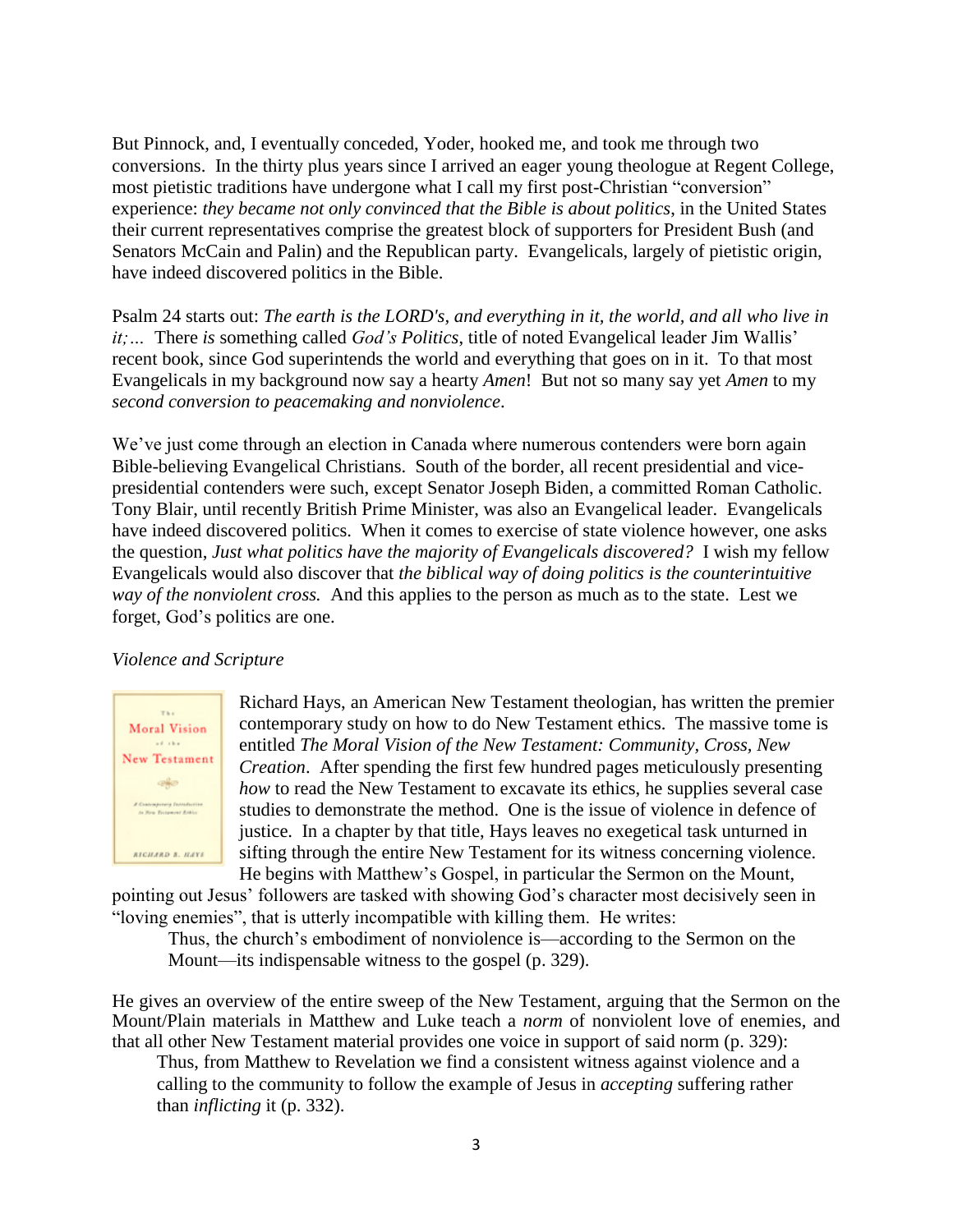But Pinnock, and, I eventually conceded, Yoder, hooked me, and took me through two conversions. In the thirty plus years since I arrived an eager young theologue at Regent College, most pietistic traditions have undergone what I call my first post-Christian "conversion" experience: *they became not only convinced that the Bible is about politics*, in the United States their current representatives comprise the greatest block of supporters for President Bush (and Senators McCain and Palin) and the Republican party. Evangelicals, largely of pietistic origin, have indeed discovered politics in the Bible.

Psalm 24 starts out: *The earth is the LORD's, and everything in it, the world, and all who live in it;…* There *is* something called *God's Politics*, title of noted Evangelical leader Jim Wallis' recent book, since God superintends the world and everything that goes on in it. To that most Evangelicals in my background now say a hearty *Amen*! But not so many say yet *Amen* to my *second conversion to peacemaking and nonviolence*.

We've just come through an election in Canada where numerous contenders were born again Bible-believing Evangelical Christians. South of the border, all recent presidential and vice-presidential contenders were such, except Senator Joseph Biden, a committed Roman Catholic. Tony Blair, until recently British Prime Minister, was also an Evangelical leader. Evangelicals have indeed discovered politics. When it comes to exercise of state violence however, one asks the question, *Just what politics have the majority of Evangelicals discovered?* I wish my fellow Evangelicals would also discover that *the biblical way of doing politics is the counterintuitive way of the nonviolent cross.* And this applies to the person as much as to the state. Lest we forget, God's politics are one.

*Violence and Scripture*

Richard Hays, an American New Testament theologian, has written the premier contemporary study on how to do New Testament ethics. The massive tome is entitled *The Moral Vision of the New Testament: Community, Cross, New Creation*. After spending the first few hundred pages meticulously presenting *how* to read the New Testament to excavate its ethics, he supplies several case studies to demonstrate the method. One is the issue of violence in defence of justice. In a chapter by that title, Hays leaves no exegetical task unturned in sifting through the entire New Testament for its witness concerning violence. He begins with Matthew's Gospel, in particular the Sermon on the Mount, pointing out Jesus' followers are tasked with showing God's character most decisively seen in "loving enemies", that is utterly incompatible with killing them. He writes:

> Thus, the church's embodiment of nonviolence is—according to the Sermon on the Mount—its indispensable witness to the gospel (p. 329).

He gives an overview of the entire sweep of the New Testament, arguing that the Sermon on the Mount/Plain materials in Matthew and Luke teach a *norm* of nonviolent love of enemies, and that all other New Testament material provides one voice in support of said norm (p. 329):

> Thus, from Matthew to Revelation we find a consistent witness against violence and a calling to the community to follow the example of Jesus in *accepting* suffering rather than *inflicting* it (p. 332).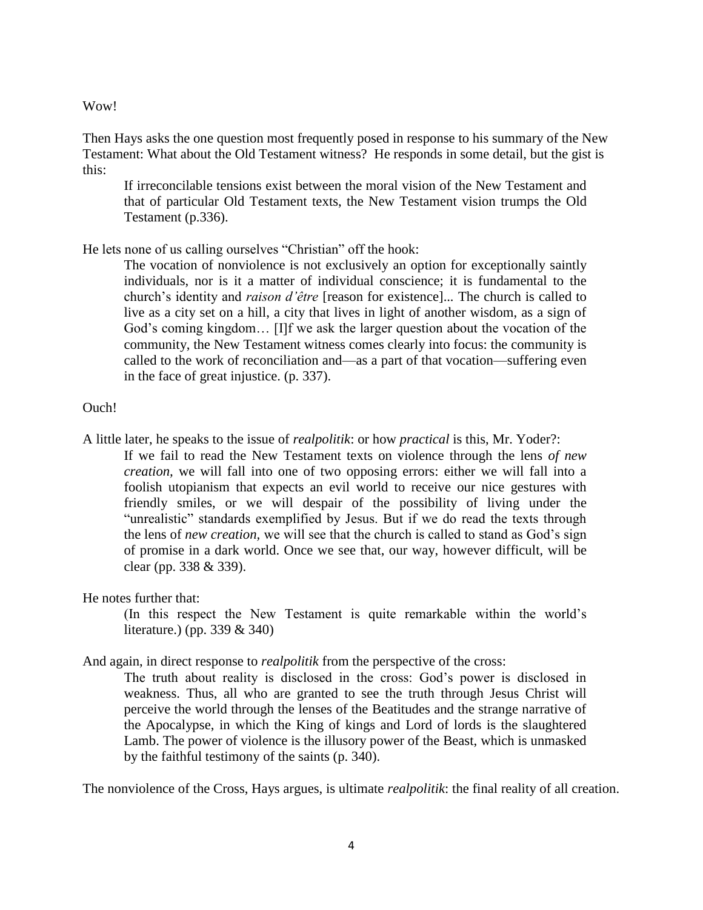Wow!

Then Hays asks the one question most frequently posed in response to his summary of the New Testament: What about the Old Testament witness? He responds in some detail, but the gist is this:

> If irreconcilable tensions exist between the moral vision of the New Testament and that of particular Old Testament texts, the New Testament vision trumps the Old Testament (p.336).

He lets none of us calling ourselves "Christian" off the hook:

> The vocation of nonviolence is not exclusively an option for exceptionally saintly individuals, nor is it a matter of individual conscience; it is fundamental to the church's identity and *raison d'être* [reason for existence]... The church is called to live as a city set on a hill, a city that lives in light of another wisdom, as a sign of God's coming kingdom… [I]f we ask the larger question about the vocation of the community, the New Testament witness comes clearly into focus: the community is called to the work of reconciliation and—as a part of that vocation—suffering even in the face of great injustice. (p. 337).

Ouch!

A little later, he speaks to the issue of *realpolitik*: or how *practical* is this, Mr. Yoder?:

> If we fail to read the New Testament texts on violence through the lens *of new creation,* we will fall into one of two opposing errors: either we will fall into a foolish utopianism that expects an evil world to receive our nice gestures with friendly smiles, or we will despair of the possibility of living under the "unrealistic" standards exemplified by Jesus. But if we do read the texts through the lens of *new creation,* we will see that the church is called to stand as God's sign of promise in a dark world. Once we see that, our way, however difficult, will be clear (pp. 338 & 339).

He notes further that:

> (In this respect the New Testament is quite remarkable within the world's literature.) (pp. 339 & 340)

And again, in direct response to *realpolitik* from the perspective of the cross:

> The truth about reality is disclosed in the cross: God's power is disclosed in weakness. Thus, all who are granted to see the truth through Jesus Christ will perceive the world through the lenses of the Beatitudes and the strange narrative of the Apocalypse, in which the King of kings and Lord of lords is the slaughtered Lamb. The power of violence is the illusory power of the Beast, which is unmasked by the faithful testimony of the saints (p. 340).

The nonviolence of the Cross, Hays argues, is ultimate *realpolitik*: the final reality of all creation.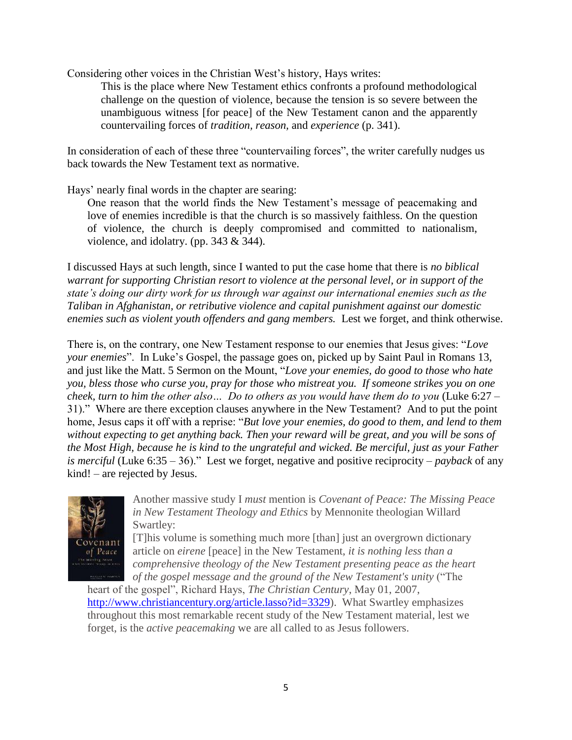Considering other voices in the Christian West's history, Hays writes:

> This is the place where New Testament ethics confronts a profound methodological challenge on the question of violence, because the tension is so severe between the unambiguous witness [for peace] of the New Testament canon and the apparently countervailing forces of *tradition, reason,* and *experience* (p. 341).

In consideration of each of these three "countervailing forces", the writer carefully nudges us back towards the New Testament text as normative.

Hays' nearly final words in the chapter are searing:

> One reason that the world finds the New Testament's message of peacemaking and love of enemies incredible is that the church is so massively faithless. On the question of violence, the church is deeply compromised and committed to nationalism, violence, and idolatry. (pp. 343 & 344).

I discussed Hays at such length, since I wanted to put the case home that there is *no biblical warrant for supporting Christian resort to violence at the personal level, or in support of the state's doing our dirty work for us through war against our international enemies such as the Taliban in Afghanistan, or retributive violence and capital punishment against our domestic enemies such as violent youth offenders and gang members.* Lest we forget, and think otherwise.

There is, on the contrary, one New Testament response to our enemies that Jesus gives: "*Love your enemies*". In Luke's Gospel, the passage goes on, picked up by Saint Paul in Romans 13, and just like the Matt. 5 Sermon on the Mount, "*Love your enemies, do good to those who hate you, bless those who curse you, pray for those who mistreat you. If someone strikes you on one cheek, turn to him the other also… Do to others as you would have them do to you* (Luke 6:27 – 31)." Where are there exception clauses anywhere in the New Testament? And to put the point home, Jesus caps it off with a reprise: "*But love your enemies, do good to them, and lend to them without expecting to get anything back. Then your reward will be great, and you will be sons of the Most High, because he is kind to the ungrateful and wicked. Be merciful, just as your Father is merciful* (Luke 6:35 – 36)." Lest we forget, negative and positive reciprocity – *payback* of any kind! – are rejected by Jesus.

Another massive study I *must* mention is *Covenant of Peace: The Missing Peace in New Testament Theology and Ethics* by Mennonite theologian Willard Swartley:

> [T]his volume is something much more [than] just an overgrown dictionary article on *eirene* [peace] in the New Testament, *it is nothing less than a comprehensive theology of the New Testament presenting peace as the heart of the gospel message and the ground of the New Testament's unity* ("The heart of the gospel", Richard Hays, *The Christian Century*, May 01, 2007, http://www.christiancentury.org/article.lasso?id=3329). What Swartley emphasizes throughout this most remarkable recent study of the New Testament material, lest we forget, is the *active peacemaking* we are all called to as Jesus followers.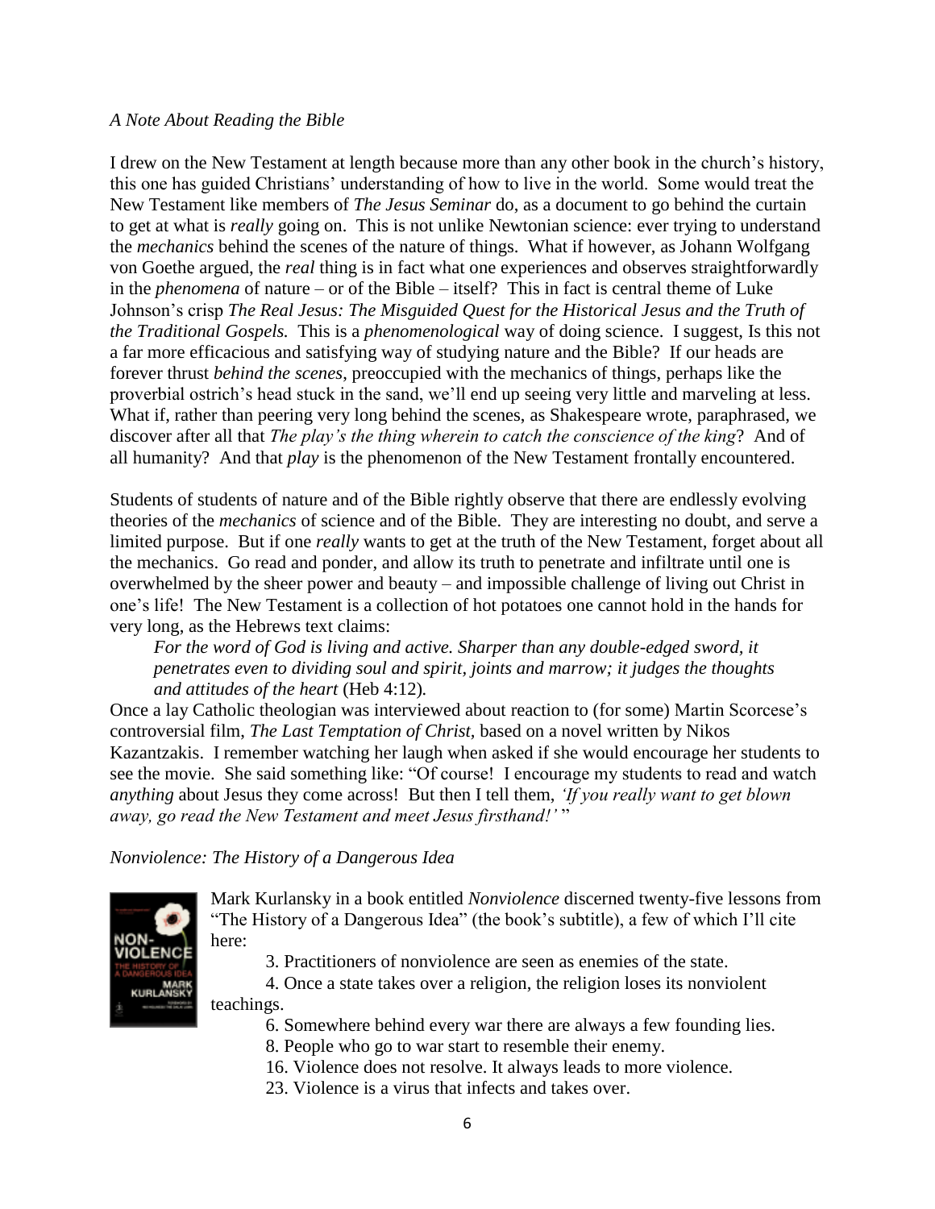*A Note About Reading the Bible*

I drew on the New Testament at length because more than any other book in the church's history, this one has guided Christians' understanding of how to live in the world. Some would treat the New Testament like members of *The Jesus Seminar* do, as a document to go behind the curtain to get at what is *really* going on. This is not unlike Newtonian science: ever trying to understand the *mechanics* behind the scenes of the nature of things. What if however, as Johann Wolfgang von Goethe argued, the *real* thing is in fact what one experiences and observes straightforwardly in the *phenomena* of nature – or of the Bible – itself? This in fact is central theme of Luke Johnson's crisp *The Real Jesus: The Misguided Quest for the Historical Jesus and the Truth of the Traditional Gospels.* This is a *phenomenological* way of doing science. I suggest, Is this not a far more efficacious and satisfying way of studying nature and the Bible? If our heads are forever thrust *behind the scenes*, preoccupied with the mechanics of things, perhaps like the proverbial ostrich's head stuck in the sand, we'll end up seeing very little and marveling at less. What if, rather than peering very long behind the scenes, as Shakespeare wrote, paraphrased, we discover after all that *The play's the thing wherein to catch the conscience of the king*? And of all humanity? And that *play* is the phenomenon of the New Testament frontally encountered.

Students of students of nature and of the Bible rightly observe that there are endlessly evolving theories of the *mechanics* of science and of the Bible. They are interesting no doubt, and serve a limited purpose. But if one *really* wants to get at the truth of the New Testament, forget about all the mechanics. Go read and ponder, and allow its truth to penetrate and infiltrate until one is overwhelmed by the sheer power and beauty – and impossible challenge of living out Christ in one's life! The New Testament is a collection of hot potatoes one cannot hold in the hands for very long, as the Hebrews text claims:

> *For the word of God is living and active. Sharper than any double-edged sword, it penetrates even to dividing soul and spirit, joints and marrow; it judges the thoughts and attitudes of the heart* (Heb 4:12).

Once a lay Catholic theologian was interviewed about reaction to (for some) Martin Scorcese's controversial film, *The Last Temptation of Christ*, based on a novel written by Nikos Kazantzakis. I remember watching her laugh when asked if she would encourage her students to see the movie. She said something like: "Of course! I encourage my students to read and watch *anything* about Jesus they come across! But then I tell them, *'If you really want to get blown away, go read the New Testament and meet Jesus firsthand!'* "

*Nonviolence: The History of a Dangerous Idea*

Mark Kurlansky in a book entitled *Nonviolence* discerned twenty-five lessons from "The History of a Dangerous Idea" (the book's subtitle), a few of which I'll cite here:

3. Practitioners of nonviolence are seen as enemies of the state.
4. Once a state takes over a religion, the religion loses its nonviolent teachings.
6. Somewhere behind every war there are always a few founding lies.
8. People who go to war start to resemble their enemy.
16. Violence does not resolve. It always leads to more violence.
23. Violence is a virus that infects and takes over.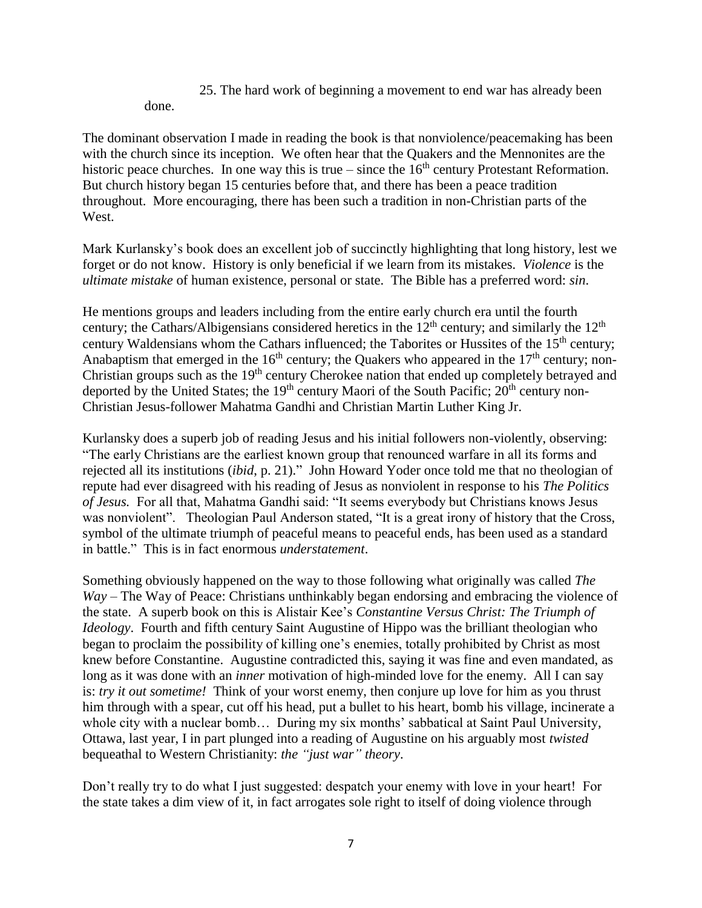25. The hard work of beginning a movement to end war has already been done.

The dominant observation I made in reading the book is that nonviolence/peacemaking has been with the church since its inception. We often hear that the Quakers and the Mennonites are the historic peace churches. In one way this is true – since the 16th century Protestant Reformation. But church history began 15 centuries before that, and there has been a peace tradition throughout. More encouraging, there has been such a tradition in non-Christian parts of the West.

Mark Kurlansky's book does an excellent job of succinctly highlighting that long history, lest we forget or do not know. History is only beneficial if we learn from its mistakes. *Violence* is the *ultimate mistake* of human existence, personal or state. The Bible has a preferred word: *sin*.

He mentions groups and leaders including from the entire early church era until the fourth century; the Cathars/Albigensians considered heretics in the 12th century; and similarly the 12th century Waldensians whom the Cathars influenced; the Taborites or Hussites of the 15th century; Anabaptism that emerged in the 16th century; the Quakers who appeared in the 17th century; non-Christian groups such as the 19th century Cherokee nation that ended up completely betrayed and deported by the United States; the 19th century Maori of the South Pacific; 20th century non-Christian Jesus-follower Mahatma Gandhi and Christian Martin Luther King Jr.

Kurlansky does a superb job of reading Jesus and his initial followers non-violently, observing: "The early Christians are the earliest known group that renounced warfare in all its forms and rejected all its institutions (*ibid*, p. 21)." John Howard Yoder once told me that no theologian of repute had ever disagreed with his reading of Jesus as nonviolent in response to his *The Politics of Jesus.* For all that, Mahatma Gandhi said: "It seems everybody but Christians knows Jesus was nonviolent". Theologian Paul Anderson stated, "It is a great irony of history that the Cross, symbol of the ultimate triumph of peaceful means to peaceful ends, has been used as a standard in battle." This is in fact enormous *understatement*.

Something obviously happened on the way to those following what originally was called *The Way* – The Way of Peace: Christians unthinkably began endorsing and embracing the violence of the state. A superb book on this is Alistair Kee's *Constantine Versus Christ: The Triumph of Ideology*. Fourth and fifth century Saint Augustine of Hippo was the brilliant theologian who began to proclaim the possibility of killing one's enemies, totally prohibited by Christ as most knew before Constantine. Augustine contradicted this, saying it was fine and even mandated, as long as it was done with an *inner* motivation of high-minded love for the enemy. All I can say is: *try it out sometime!* Think of your worst enemy, then conjure up love for him as you thrust him through with a spear, cut off his head, put a bullet to his heart, bomb his village, incinerate a whole city with a nuclear bomb… During my six months' sabbatical at Saint Paul University, Ottawa, last year, I in part plunged into a reading of Augustine on his arguably most *twisted* bequeathal to Western Christianity: *the "just war" theory*.

Don't really try to do what I just suggested: despatch your enemy with love in your heart! For the state takes a dim view of it, in fact arrogates sole right to itself of doing violence through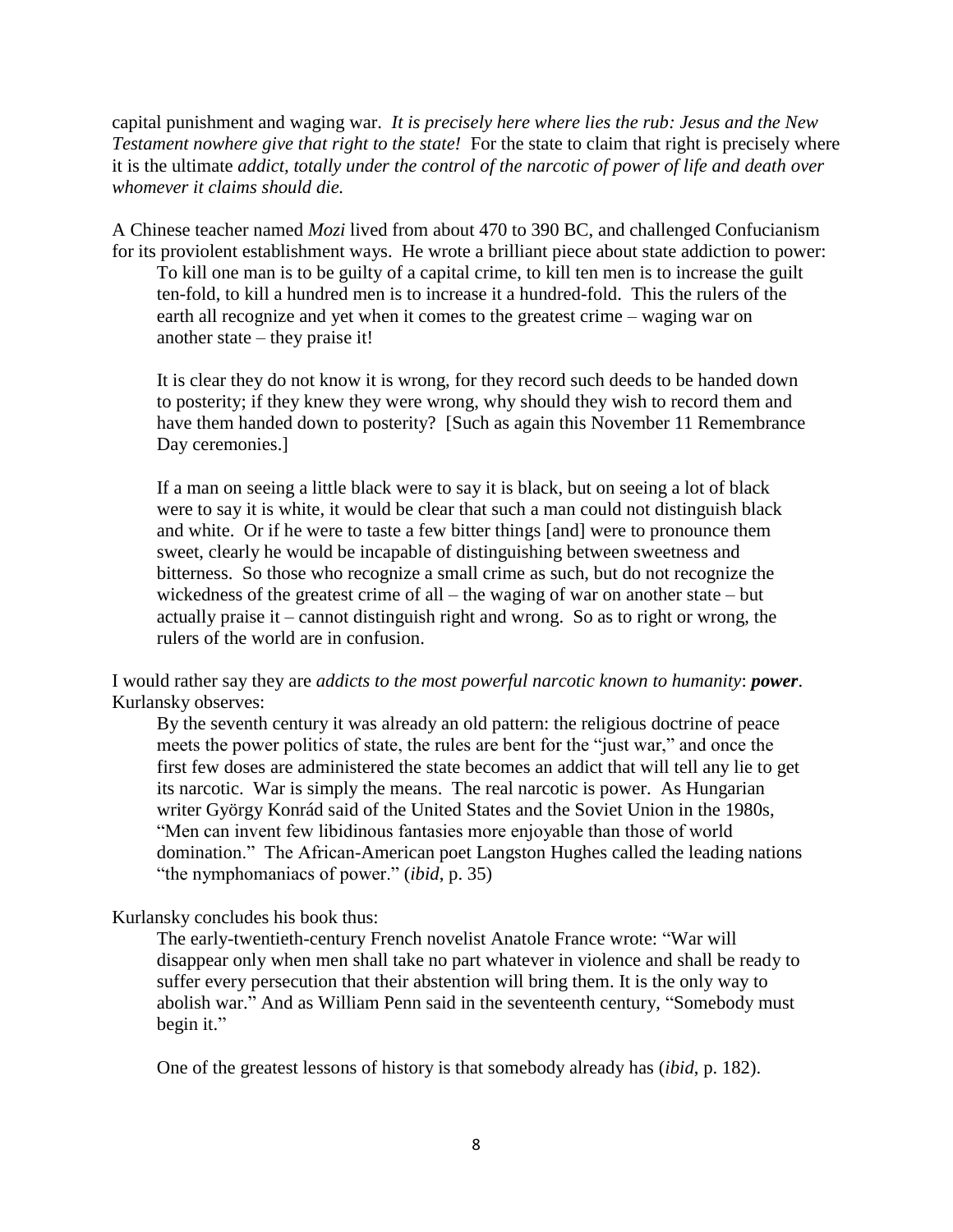capital punishment and waging war. *It is precisely here where lies the rub: Jesus and the New Testament nowhere give that right to the state!* For the state to claim that right is precisely where it is the ultimate *addict, totally under the control of the narcotic of power of life and death over whomever it claims should die.*

A Chinese teacher named *Mozi* lived from about 470 to 390 BC, and challenged Confucianism for its proviolent establishment ways. He wrote a brilliant piece about state addiction to power:

> To kill one man is to be guilty of a capital crime, to kill ten men is to increase the guilt ten-fold, to kill a hundred men is to increase it a hundred-fold. This the rulers of the earth all recognize and yet when it comes to the greatest crime – waging war on another state – they praise it!
>
> It is clear they do not know it is wrong, for they record such deeds to be handed down to posterity; if they knew they were wrong, why should they wish to record them and have them handed down to posterity? [Such as again this November 11 Remembrance Day ceremonies.]
>
> If a man on seeing a little black were to say it is black, but on seeing a lot of black were to say it is white, it would be clear that such a man could not distinguish black and white. Or if he were to taste a few bitter things [and] were to pronounce them sweet, clearly he would be incapable of distinguishing between sweetness and bitterness. So those who recognize a small crime as such, but do not recognize the wickedness of the greatest crime of all – the waging of war on another state – but actually praise it – cannot distinguish right and wrong. So as to right or wrong, the rulers of the world are in confusion.

I would rather say they are *addicts to the most powerful narcotic known to humanity*: ***power***. Kurlansky observes:

> By the seventh century it was already an old pattern: the religious doctrine of peace meets the power politics of state, the rules are bent for the "just war," and once the first few doses are administered the state becomes an addict that will tell any lie to get its narcotic. War is simply the means. The real narcotic is power. As Hungarian writer György Konrád said of the United States and the Soviet Union in the 1980s, "Men can invent few libidinous fantasies more enjoyable than those of world domination." The African-American poet Langston Hughes called the leading nations "the nymphomaniacs of power." (*ibid*, p. 35)

Kurlansky concludes his book thus:

> The early-twentieth-century French novelist Anatole France wrote: "War will disappear only when men shall take no part whatever in violence and shall be ready to suffer every persecution that their abstention will bring them. It is the only way to abolish war." And as William Penn said in the seventeenth century, "Somebody must begin it."
>
> One of the greatest lessons of history is that somebody already has (*ibid*, p. 182).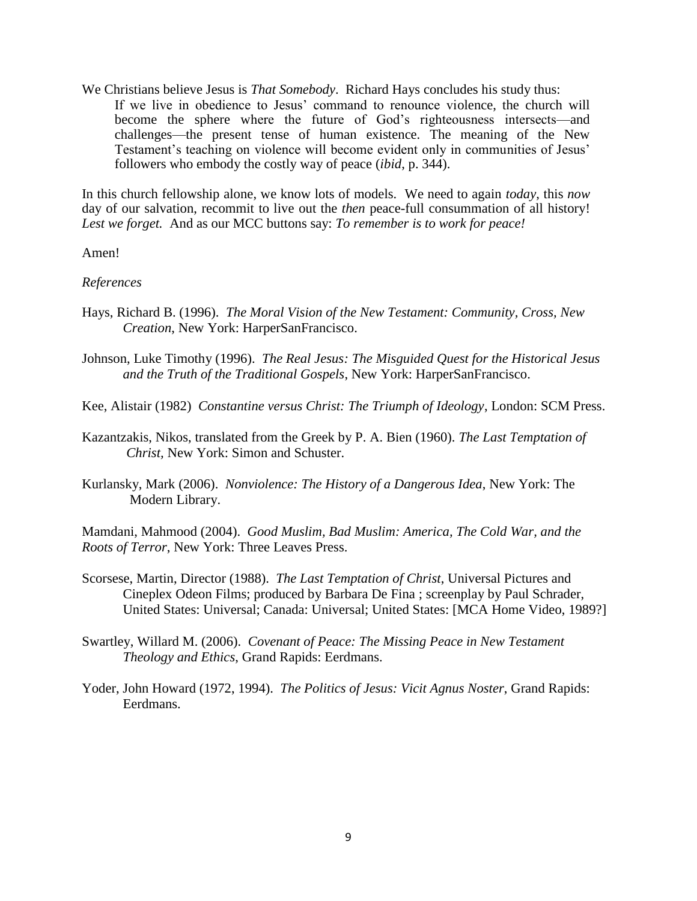We Christians believe Jesus is *That Somebody*. Richard Hays concludes his study thus:

> If we live in obedience to Jesus' command to renounce violence, the church will become the sphere where the future of God's righteousness intersects—and challenges—the present tense of human existence. The meaning of the New Testament's teaching on violence will become evident only in communities of Jesus' followers who embody the costly way of peace (*ibid*, p. 344).

In this church fellowship alone, we know lots of models. We need to again *today*, this *now* day of our salvation, recommit to live out the *then* peace-full consummation of all history! *Lest we forget.* And as our MCC buttons say: *To remember is to work for peace!*

Amen!

*References*

Hays, Richard B. (1996). *The Moral Vision of the New Testament: Community, Cross, New Creation*, New York: HarperSanFrancisco.

Johnson, Luke Timothy (1996). *The Real Jesus: The Misguided Quest for the Historical Jesus and the Truth of the Traditional Gospels*, New York: HarperSanFrancisco.

Kee, Alistair (1982) *Constantine versus Christ: The Triumph of Ideology*, London: SCM Press.

Kazantzakis, Nikos, translated from the Greek by P. A. Bien (1960). *The Last Temptation of Christ,* New York: Simon and Schuster.

Kurlansky, Mark (2006). *Nonviolence: The History of a Dangerous Idea*, New York: The Modern Library.

Mamdani, Mahmood (2004). *Good Muslim, Bad Muslim: America, The Cold War, and the Roots of Terror*, New York: Three Leaves Press.

Scorsese, Martin, Director (1988). *The Last Temptation of Christ*, Universal Pictures and Cineplex Odeon Films; produced by Barbara De Fina ; screenplay by Paul Schrader, United States: Universal; Canada: Universal; United States: [MCA Home Video, 1989?]

Swartley, Willard M. (2006). *Covenant of Peace: The Missing Peace in New Testament Theology and Ethics*, Grand Rapids: Eerdmans.

Yoder, John Howard (1972, 1994). *The Politics of Jesus: Vicit Agnus Noster*, Grand Rapids: Eerdmans.